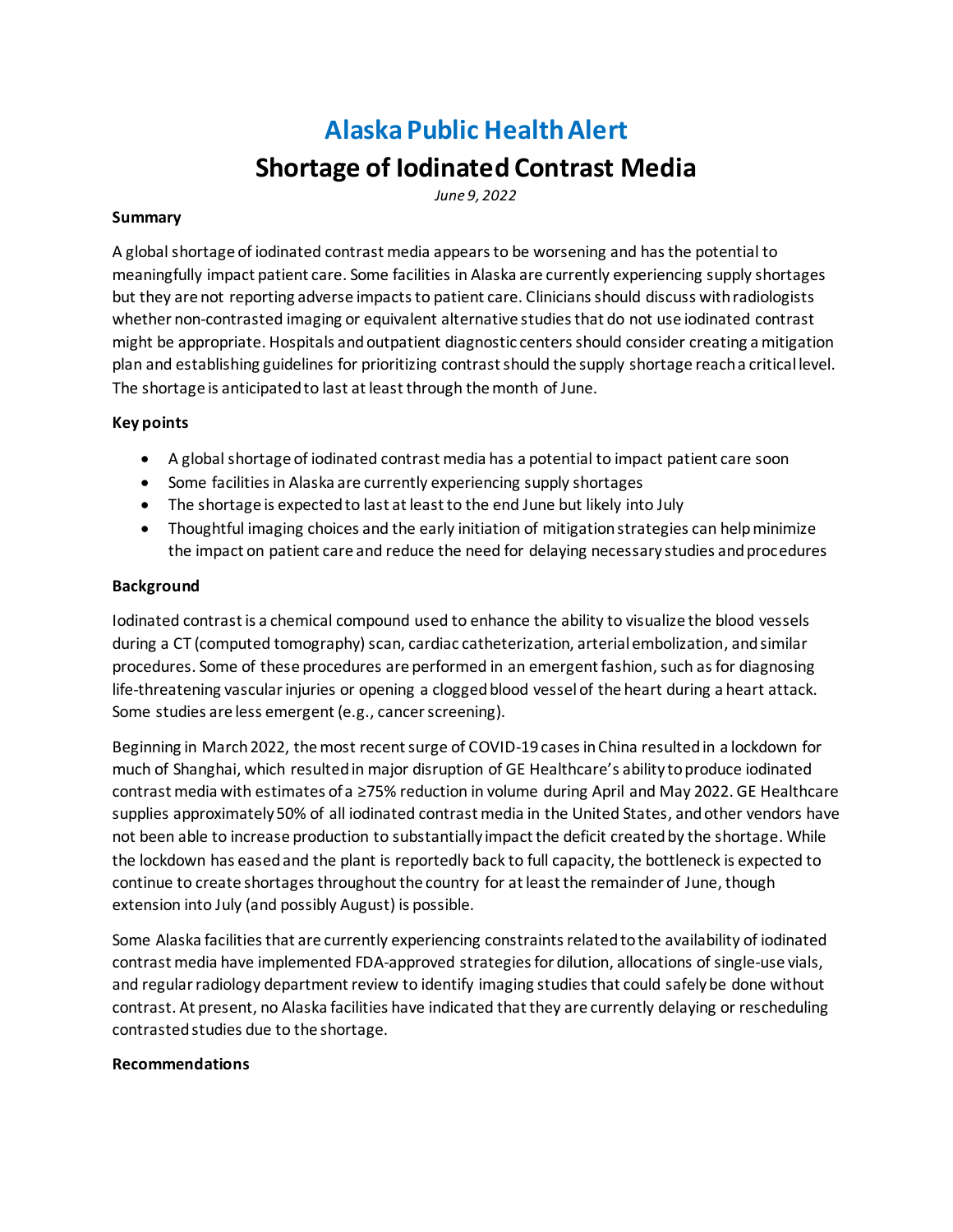# Alaska Public Health Alert

## Shortage of Iodinated Contrast Media

*June 9, 2022*

**Summary**

A global shortage of iodinated contrast media appears to be worsening and has the potential to meaningfully impact patient care. Some facilities in Alaska are currently experiencing supply shortages but they are not reporting adverse impacts to patient care. Clinicians should discuss with radiologists whether non-contrasted imaging or equivalent alternative studies that do not use iodinated contrast might be appropriate. Hospitals and outpatient diagnostic centers should consider creating a mitigation plan and establishing guidelines for prioritizing contrast should the supply shortage reach a critical level. The shortage is anticipated to last at least through the month of June.

**Key points**

- A global shortage of iodinated contrast media has a potential to impact patient care soon
- Some facilities in Alaska are currently experiencing supply shortages
- The shortage is expected to last at least to the end June but likely into July
- Thoughtful imaging choices and the early initiation of mitigation strategies can help minimize the impact on patient care and reduce the need for delaying necessary studies and procedures

**Background**

Iodinated contrast is a chemical compound used to enhance the ability to visualize the blood vessels during a CT (computed tomography) scan, cardiac catheterization, arterial embolization, and similar procedures. Some of these procedures are performed in an emergent fashion, such as for diagnosing life-threatening vascular injuries or opening a clogged blood vessel of the heart during a heart attack. Some studies are less emergent (e.g., cancer screening).

Beginning in March 2022, the most recent surge of COVID-19 cases in China resulted in a lockdown for much of Shanghai, which resulted in major disruption of GE Healthcare's ability to produce iodinated contrast media with estimates of a ≥75% reduction in volume during April and May 2022. GE Healthcare supplies approximately 50% of all iodinated contrast media in the United States, and other vendors have not been able to increase production to substantially impact the deficit created by the shortage. While the lockdown has eased and the plant is reportedly back to full capacity, the bottleneck is expected to continue to create shortages throughout the country for at least the remainder of June, though extension into July (and possibly August) is possible.

Some Alaska facilities that are currently experiencing constraints related to the availability of iodinated contrast media have implemented FDA-approved strategies for dilution, allocations of single-use vials, and regular radiology department review to identify imaging studies that could safely be done without contrast. At present, no Alaska facilities have indicated that they are currently delaying or rescheduling contrasted studies due to the shortage.

**Recommendations**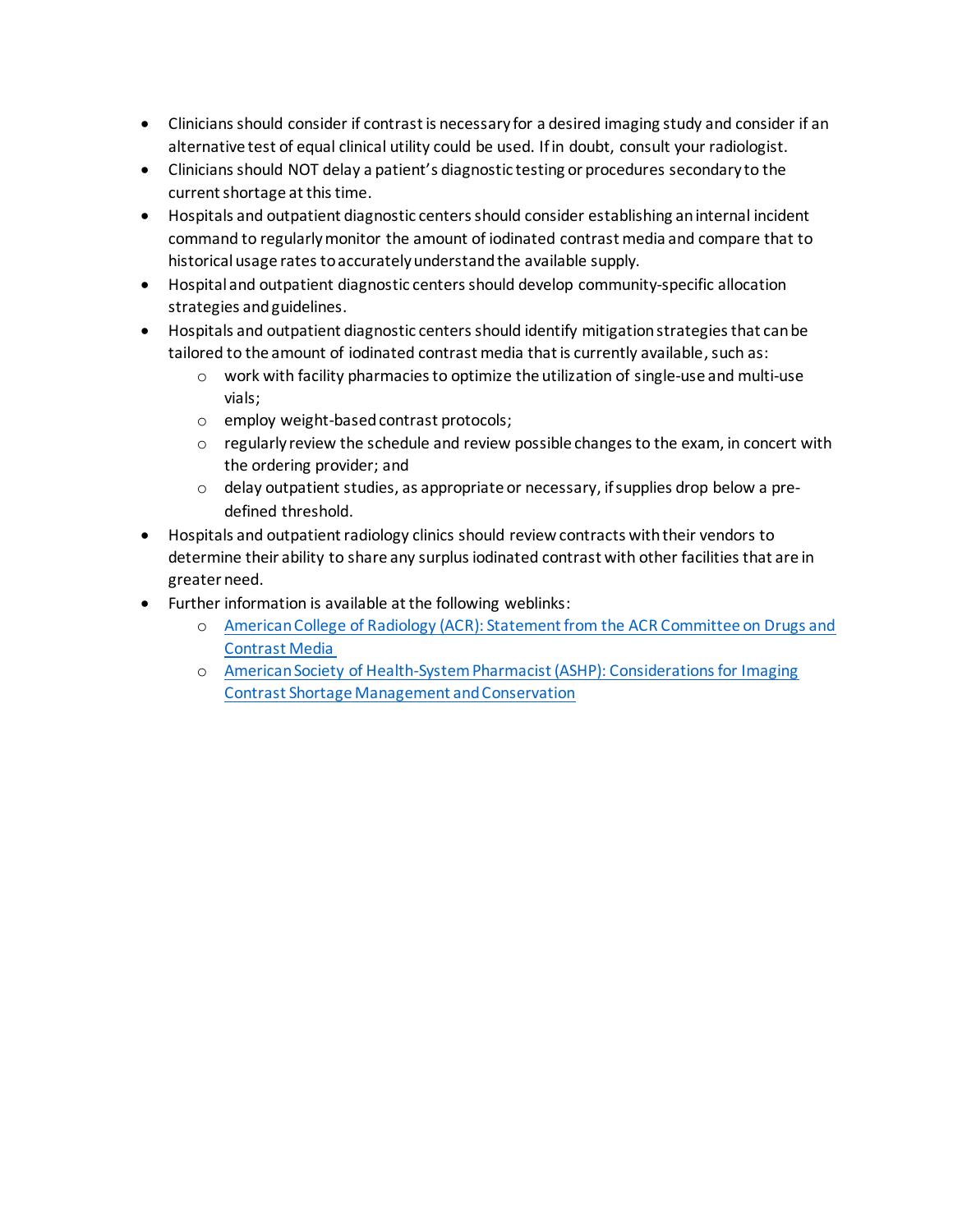- Clinicians should consider if contrast is necessary for a desired imaging study and consider if an alternative test of equal clinical utility could be used. If in doubt, consult your radiologist.
- Clinicians should NOT delay a patient's diagnostic testing or procedures secondary to the current shortage at this time.
- Hospitals and outpatient diagnostic centers should consider establishing an internal incident command to regularly monitor the amount of iodinated contrast media and compare that to historical usage rates to accurately understand the available supply.
- Hospital and outpatient diagnostic centers should develop community-specific allocation strategies and guidelines.
- Hospitals and outpatient diagnostic centers should identify mitigation strategies that can be tailored to the amount of iodinated contrast media that is currently available, such as:
  - work with facility pharmacies to optimize the utilization of single-use and multi-use vials;
  - employ weight-based contrast protocols;
  - regularly review the schedule and review possible changes to the exam, in concert with the ordering provider; and
  - delay outpatient studies, as appropriate or necessary, if supplies drop below a pre-defined threshold.
- Hospitals and outpatient radiology clinics should review contracts with their vendors to determine their ability to share any surplus iodinated contrast with other facilities that are in greater need.
- Further information is available at the following weblinks:
  - American College of Radiology (ACR): Statement from the ACR Committee on Drugs and Contrast Media
  - American Society of Health-System Pharmacist (ASHP): Considerations for Imaging Contrast Shortage Management and Conservation